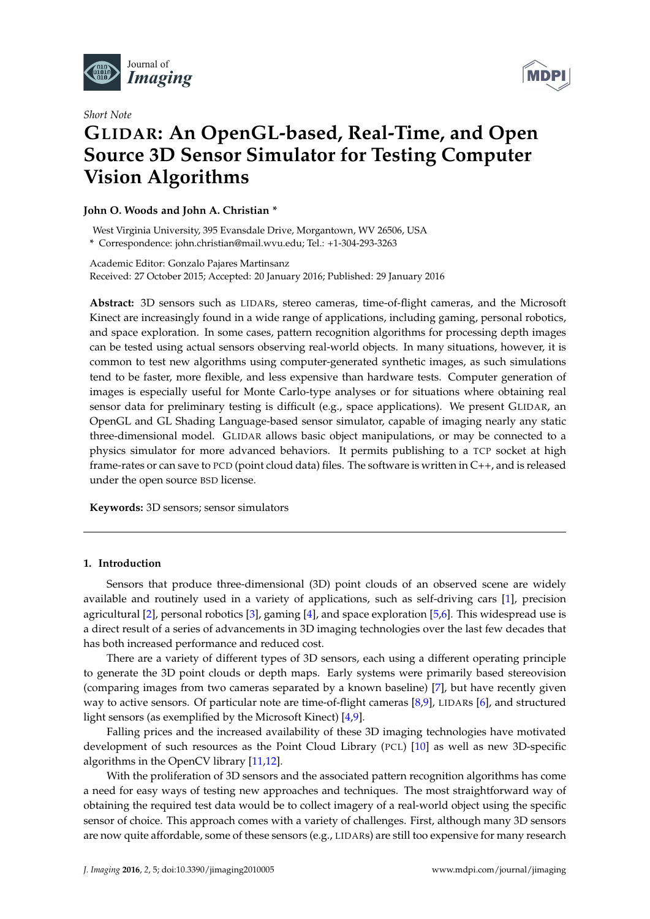Journal of *Imaging*

*Short Note*

# GLIDAR: An OpenGL-based, Real-Time, and Open Source 3D Sensor Simulator for Testing Computer Vision Algorithms

**John O. Woods and John A. Christian ***

West Virginia University, 395 Evansdale Drive, Morgantown, WV 26506, USA

* Correspondence: john.christian@mail.wvu.edu; Tel.: +1-304-293-3263

Academic Editor: Gonzalo Pajares Martinsanz

Received: 27 October 2015; Accepted: 20 January 2016; Published: 29 January 2016

**Abstract:** 3D sensors such as LIDARs, stereo cameras, time-of-flight cameras, and the Microsoft Kinect are increasingly found in a wide range of applications, including gaming, personal robotics, and space exploration. In some cases, pattern recognition algorithms for processing depth images can be tested using actual sensors observing real-world objects. In many situations, however, it is common to test new algorithms using computer-generated synthetic images, as such simulations tend to be faster, more flexible, and less expensive than hardware tests. Computer generation of images is especially useful for Monte Carlo-type analyses or for situations where obtaining real sensor data for preliminary testing is difficult (e.g., space applications). We present GLIDAR, an OpenGL and GL Shading Language-based sensor simulator, capable of imaging nearly any static three-dimensional model. GLIDAR allows basic object manipulations, or may be connected to a physics simulator for more advanced behaviors. It permits publishing to a TCP socket at high frame-rates or can save to PCD (point cloud data) files. The software is written in C++, and is released under the open source BSD license.

**Keywords:** 3D sensors; sensor simulators

## 1. Introduction

Sensors that produce three-dimensional (3D) point clouds of an observed scene are widely available and routinely used in a variety of applications, such as self-driving cars [1], precision agricultural [2], personal robotics [3], gaming [4], and space exploration [5,6]. This widespread use is a direct result of a series of advancements in 3D imaging technologies over the last few decades that has both increased performance and reduced cost.

There are a variety of different types of 3D sensors, each using a different operating principle to generate the 3D point clouds or depth maps. Early systems were primarily based stereovision (comparing images from two cameras separated by a known baseline) [7], but have recently given way to active sensors. Of particular note are time-of-flight cameras [8,9], LIDARs [6], and structured light sensors (as exemplified by the Microsoft Kinect) [4,9].

Falling prices and the increased availability of these 3D imaging technologies have motivated development of such resources as the Point Cloud Library (PCL) [10] as well as new 3D-specific algorithms in the OpenCV library [11,12].

With the proliferation of 3D sensors and the associated pattern recognition algorithms has come a need for easy ways of testing new approaches and techniques. The most straightforward way of obtaining the required test data would be to collect imagery of a real-world object using the specific sensor of choice. This approach comes with a variety of challenges. First, although many 3D sensors are now quite affordable, some of these sensors (e.g., LIDARs) are still too expensive for many research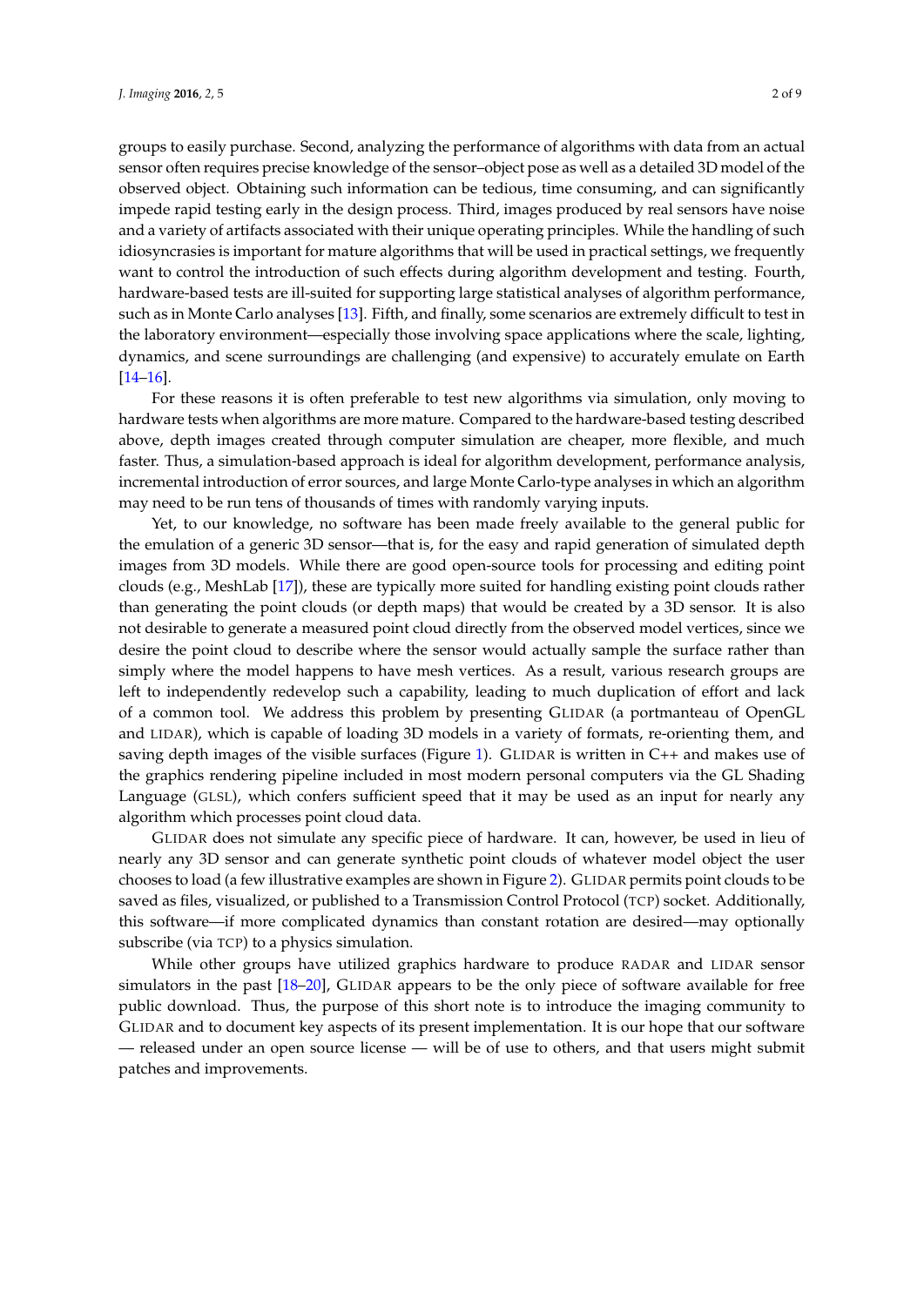groups to easily purchase. Second, analyzing the performance of algorithms with data from an actual sensor often requires precise knowledge of the sensor–object pose as well as a detailed 3D model of the observed object. Obtaining such information can be tedious, time consuming, and can significantly impede rapid testing early in the design process. Third, images produced by real sensors have noise and a variety of artifacts associated with their unique operating principles. While the handling of such idiosyncrasies is important for mature algorithms that will be used in practical settings, we frequently want to control the introduction of such effects during algorithm development and testing. Fourth, hardware-based tests are ill-suited for supporting large statistical analyses of algorithm performance, such as in Monte Carlo analyses [13]. Fifth, and finally, some scenarios are extremely difficult to test in the laboratory environment—especially those involving space applications where the scale, lighting, dynamics, and scene surroundings are challenging (and expensive) to accurately emulate on Earth [14–16].

For these reasons it is often preferable to test new algorithms via simulation, only moving to hardware tests when algorithms are more mature. Compared to the hardware-based testing described above, depth images created through computer simulation are cheaper, more flexible, and much faster. Thus, a simulation-based approach is ideal for algorithm development, performance analysis, incremental introduction of error sources, and large Monte Carlo-type analyses in which an algorithm may need to be run tens of thousands of times with randomly varying inputs.

Yet, to our knowledge, no software has been made freely available to the general public for the emulation of a generic 3D sensor—that is, for the easy and rapid generation of simulated depth images from 3D models. While there are good open-source tools for processing and editing point clouds (e.g., MeshLab [17]), these are typically more suited for handling existing point clouds rather than generating the point clouds (or depth maps) that would be created by a 3D sensor. It is also not desirable to generate a measured point cloud directly from the observed model vertices, since we desire the point cloud to describe where the sensor would actually sample the surface rather than simply where the model happens to have mesh vertices. As a result, various research groups are left to independently redevelop such a capability, leading to much duplication of effort and lack of a common tool. We address this problem by presenting GLIDAR (a portmanteau of OpenGL and LIDAR), which is capable of loading 3D models in a variety of formats, re-orienting them, and saving depth images of the visible surfaces (Figure 1). GLIDAR is written in C++ and makes use of the graphics rendering pipeline included in most modern personal computers via the GL Shading Language (GLSL), which confers sufficient speed that it may be used as an input for nearly any algorithm which processes point cloud data.

GLIDAR does not simulate any specific piece of hardware. It can, however, be used in lieu of nearly any 3D sensor and can generate synthetic point clouds of whatever model object the user chooses to load (a few illustrative examples are shown in Figure 2). GLIDAR permits point clouds to be saved as files, visualized, or published to a Transmission Control Protocol (TCP) socket. Additionally, this software—if more complicated dynamics than constant rotation are desired—may optionally subscribe (via TCP) to a physics simulation.

While other groups have utilized graphics hardware to produce RADAR and LIDAR sensor simulators in the past [18–20], GLIDAR appears to be the only piece of software available for free public download. Thus, the purpose of this short note is to introduce the imaging community to GLIDAR and to document key aspects of its present implementation. It is our hope that our software — released under an open source license — will be of use to others, and that users might submit patches and improvements.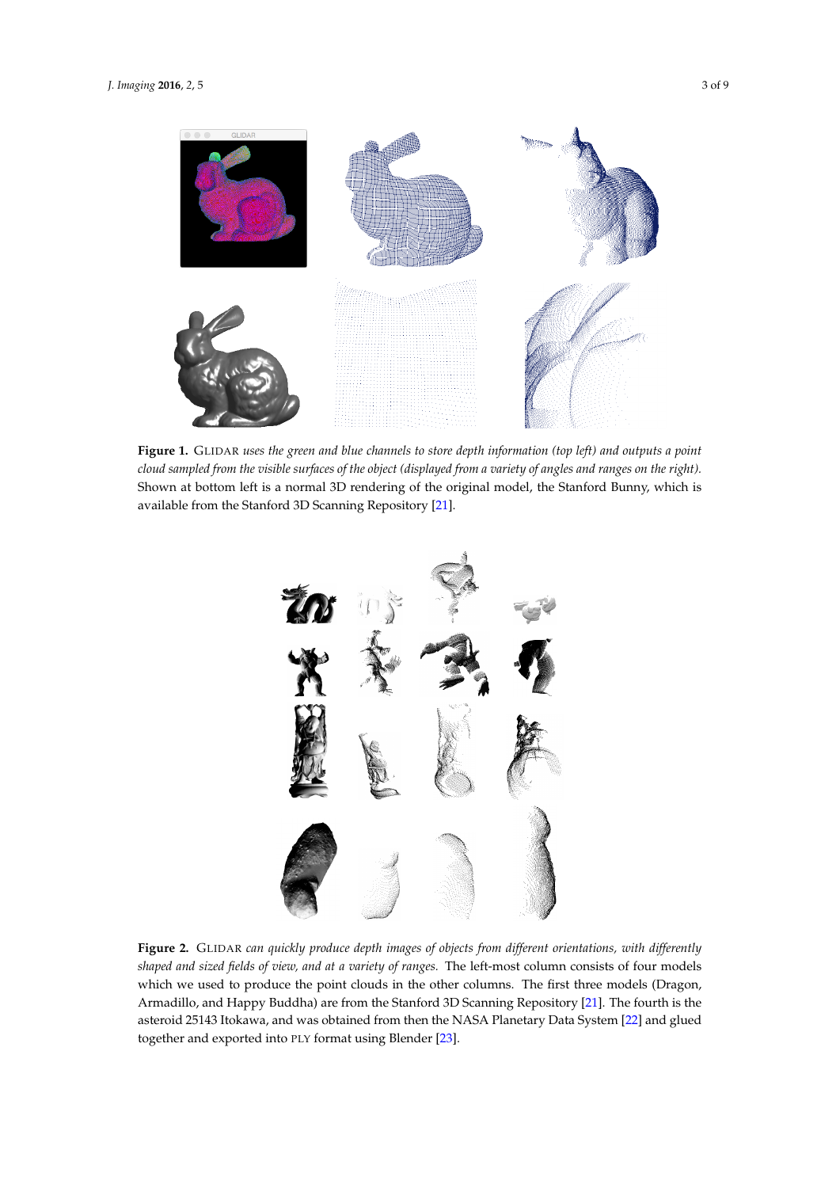**Figure 1.** GLIDAR *uses the green and blue channels to store depth information (top left) and outputs a point cloud sampled from the visible surfaces of the object (displayed from a variety of angles and ranges on the right).* Shown at bottom left is a normal 3D rendering of the original model, the Stanford Bunny, which is available from the Stanford 3D Scanning Repository [21].

**Figure 2.** GLIDAR *can quickly produce depth images of objects from different orientations, with differently shaped and sized fields of view, and at a variety of ranges.* The left-most column consists of four models which we used to produce the point clouds in the other columns. The first three models (Dragon, Armadillo, and Happy Buddha) are from the Stanford 3D Scanning Repository [21]. The fourth is the asteroid 25143 Itokawa, and was obtained from then the NASA Planetary Data System [22] and glued together and exported into PLY format using Blender [23].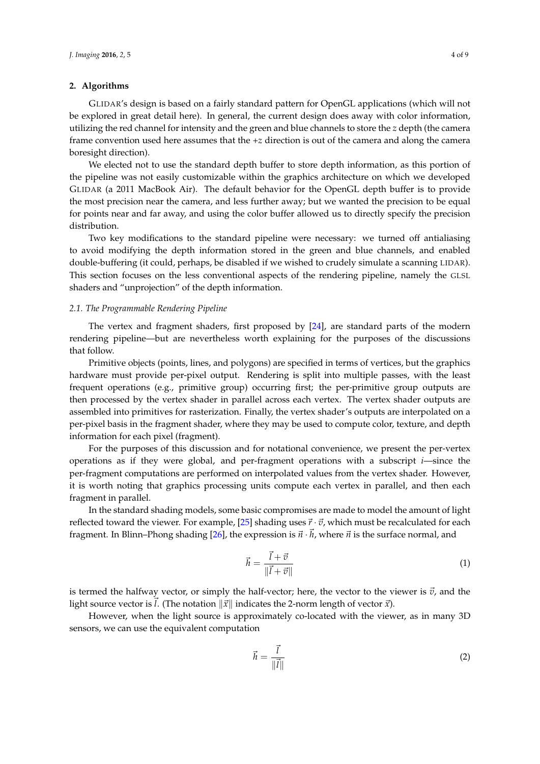## 2. Algorithms

GLIDAR's design is based on a fairly standard pattern for OpenGL applications (which will not be explored in great detail here). In general, the current design does away with color information, utilizing the red channel for intensity and the green and blue channels to store the $z$ depth (the camera frame convention used here assumes that the $+z$ direction is out of the camera and along the camera boresight direction).

We elected not to use the standard depth buffer to store depth information, as this portion of the pipeline was not easily customizable within the graphics architecture on which we developed GLIDAR (a 2011 MacBook Air). The default behavior for the OpenGL depth buffer is to provide the most precision near the camera, and less further away; but we wanted the precision to be equal for points near and far away, and using the color buffer allowed us to directly specify the precision distribution.

Two key modifications to the standard pipeline were necessary: we turned off antialiasing to avoid modifying the depth information stored in the green and blue channels, and enabled double-buffering (it could, perhaps, be disabled if we wished to crudely simulate a scanning LIDAR). This section focuses on the less conventional aspects of the rendering pipeline, namely the GLSL shaders and "unprojection" of the depth information.

### 2.1. The Programmable Rendering Pipeline

The vertex and fragment shaders, first proposed by [24], are standard parts of the modern rendering pipeline—but are nevertheless worth explaining for the purposes of the discussions that follow.

Primitive objects (points, lines, and polygons) are specified in terms of vertices, but the graphics hardware must provide per-pixel output. Rendering is split into multiple passes, with the least frequent operations (e.g., primitive group) occurring first; the per-primitive group outputs are then processed by the vertex shader in parallel across each vertex. The vertex shader outputs are assembled into primitives for rasterization. Finally, the vertex shader's outputs are interpolated on a per-pixel basis in the fragment shader, where they may be used to compute color, texture, and depth information for each pixel (fragment).

For the purposes of this discussion and for notational convenience, we present the per-vertex operations as if they were global, and per-fragment operations with a subscript $i$—since the per-fragment computations are performed on interpolated values from the vertex shader. However, it is worth noting that graphics processing units compute each vertex in parallel, and then each fragment in parallel.

In the standard shading models, some basic compromises are made to model the amount of light reflected toward the viewer. For example, [25] shading uses $\vec{r} \cdot \vec{v}$, which must be recalculated for each fragment. In Blinn–Phong shading [26], the expression is $\vec{n} \cdot \vec{h}$, where $\vec{n}$ is the surface normal, and

$$\vec{h} = \frac{\vec{l} + \vec{v}}{\|\vec{l} + \vec{v}\|} \tag{1}$$

is termed the halfway vector, or simply the half-vector; here, the vector to the viewer is $\vec{v}$, and the light source vector is $\vec{l}$. (The notation $\|\vec{x}\|$ indicates the 2-norm length of vector $\vec{x}$).

However, when the light source is approximately co-located with the viewer, as in many 3D sensors, we can use the equivalent computation

$$\vec{h} = \frac{\vec{l}}{\|\vec{l}\|} \tag{2}$$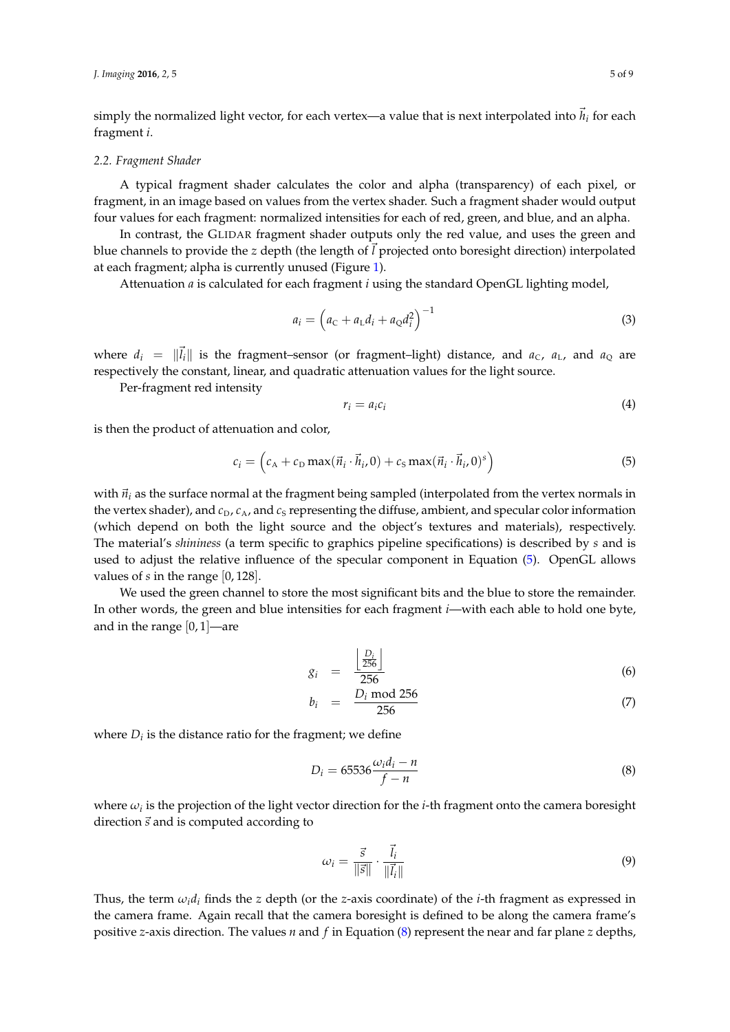simply the normalized light vector, for each vertex—a value that is next interpolated into $\vec{h}_i$ for each fragment $i$.

### 2.2. Fragment Shader

A typical fragment shader calculates the color and alpha (transparency) of each pixel, or fragment, in an image based on values from the vertex shader. Such a fragment shader would output four values for each fragment: normalized intensities for each of red, green, and blue, and an alpha.

In contrast, the GLIDAR fragment shader outputs only the red value, and uses the green and blue channels to provide the $z$ depth (the length of $\vec{l}$ projected onto boresight direction) interpolated at each fragment; alpha is currently unused (Figure 1).

Attenuation $a$ is calculated for each fragment $i$ using the standard OpenGL lighting model,

$$a_i = \left( a_{\mathrm{C}} + a_{\mathrm{L}} d_i + a_{\mathrm{Q}} d_i^2 \right)^{-1} \tag{3}$$

where $d_i = \|\vec{l}_i\|$ is the fragment–sensor (or fragment–light) distance, and $a_{\mathrm{C}}$, $a_{\mathrm{L}}$, and $a_{\mathrm{Q}}$ are respectively the constant, linear, and quadratic attenuation values for the light source.

Per-fragment red intensity

$$r_i = a_i c_i \tag{4}$$

is then the product of attenuation and color,

$$c_i = \left( c_{\mathrm{A}} + c_{\mathrm{D}} \max(\vec{n}_i \cdot \vec{h}_i, 0) + c_{\mathrm{S}} \max(\vec{n}_i \cdot \vec{h}_i, 0)^s \right) \tag{5}$$

with $\vec{n}_i$ as the surface normal at the fragment being sampled (interpolated from the vertex normals in the vertex shader), and $c_{\mathrm{D}}$, $c_{\mathrm{A}}$, and $c_{\mathrm{S}}$ representing the diffuse, ambient, and specular color information (which depend on both the light source and the object's textures and materials), respectively. The material's *shininess* (a term specific to graphics pipeline specifications) is described by $s$ and is used to adjust the relative influence of the specular component in Equation (5). OpenGL allows values of $s$ in the range $[0, 128]$.

We used the green channel to store the most significant bits and the blue to store the remainder. In other words, the green and blue intensities for each fragment $i$—with each able to hold one byte, and in the range $[0, 1]$—are

$$g_i = \frac{\left\lfloor \frac{D_i}{256} \right\rfloor}{256} \tag{6}$$

$$b_i = \frac{D_i \bmod 256}{256} \tag{7}$$

where $D_i$ is the distance ratio for the fragment; we define

$$D_i = 65536 \frac{\omega_i d_i - n}{f - n} \tag{8}$$

where $\omega_i$ is the projection of the light vector direction for the $i$-th fragment onto the camera boresight direction $\vec{s}$ and is computed according to

$$\omega_i = \frac{\vec{s}}{\|\vec{s}\|} \cdot \frac{\vec{l}_i}{\|\vec{l}_i\|} \tag{9}$$

Thus, the term $\omega_i d_i$ finds the $z$ depth (or the $z$-axis coordinate) of the $i$-th fragment as expressed in the camera frame. Again recall that the camera boresight is defined to be along the camera frame's positive $z$-axis direction. The values $n$ and $f$ in Equation (8) represent the near and far plane $z$ depths,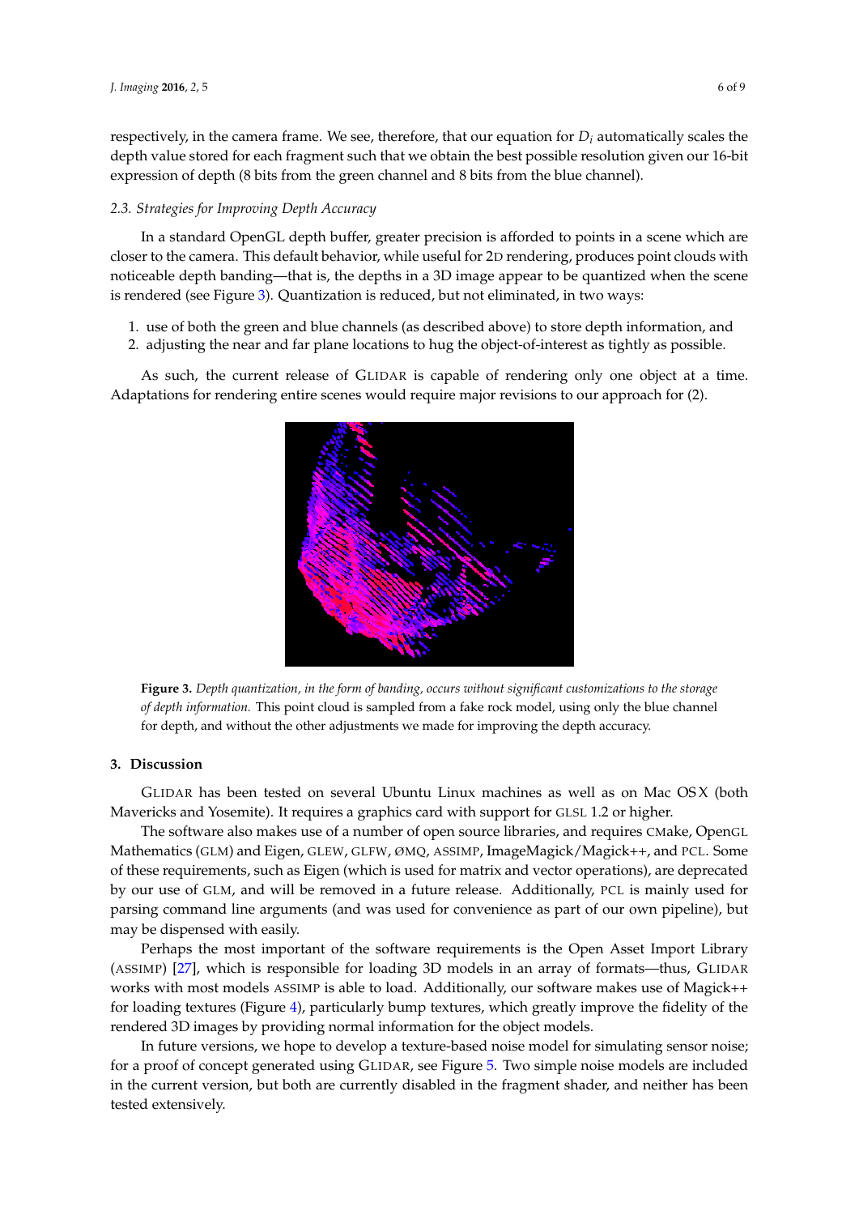respectively, in the camera frame. We see, therefore, that our equation for $D_i$ automatically scales the depth value stored for each fragment such that we obtain the best possible resolution given our 16-bit expression of depth (8 bits from the green channel and 8 bits from the blue channel).

### 2.3. Strategies for Improving Depth Accuracy

In a standard OpenGL depth buffer, greater precision is afforded to points in a scene which are closer to the camera. This default behavior, while useful for 2D rendering, produces point clouds with noticeable depth banding—that is, the depths in a 3D image appear to be quantized when the scene is rendered (see Figure 3). Quantization is reduced, but not eliminated, in two ways:

1. use of both the green and blue channels (as described above) to store depth information, and
2. adjusting the near and far plane locations to hug the object-of-interest as tightly as possible.

As such, the current release of GLIDAR is capable of rendering only one object at a time. Adaptations for rendering entire scenes would require major revisions to our approach for (2).

**Figure 3.** *Depth quantization, in the form of banding, occurs without significant customizations to the storage of depth information.* This point cloud is sampled from a fake rock model, using only the blue channel for depth, and without the other adjustments we made for improving the depth accuracy.

## 3. Discussion

GLIDAR has been tested on several Ubuntu Linux machines as well as on Mac OS X (both Mavericks and Yosemite). It requires a graphics card with support for GLSL 1.2 or higher.

The software also makes use of a number of open source libraries, and requires CMake, OpenGL Mathematics (GLM) and Eigen, GLEW, GLFW, ØMQ, ASSIMP, ImageMagick/Magick++, and PCL. Some of these requirements, such as Eigen (which is used for matrix and vector operations), are deprecated by our use of GLM, and will be removed in a future release. Additionally, PCL is mainly used for parsing command line arguments (and was used for convenience as part of our own pipeline), but may be dispensed with easily.

Perhaps the most important of the software requirements is the Open Asset Import Library (ASSIMP) [27], which is responsible for loading 3D models in an array of formats—thus, GLIDAR works with most models ASSIMP is able to load. Additionally, our software makes use of Magick++ for loading textures (Figure 4), particularly bump textures, which greatly improve the fidelity of the rendered 3D images by providing normal information for the object models.

In future versions, we hope to develop a texture-based noise model for simulating sensor noise; for a proof of concept generated using GLIDAR, see Figure 5. Two simple noise models are included in the current version, but both are currently disabled in the fragment shader, and neither has been tested extensively.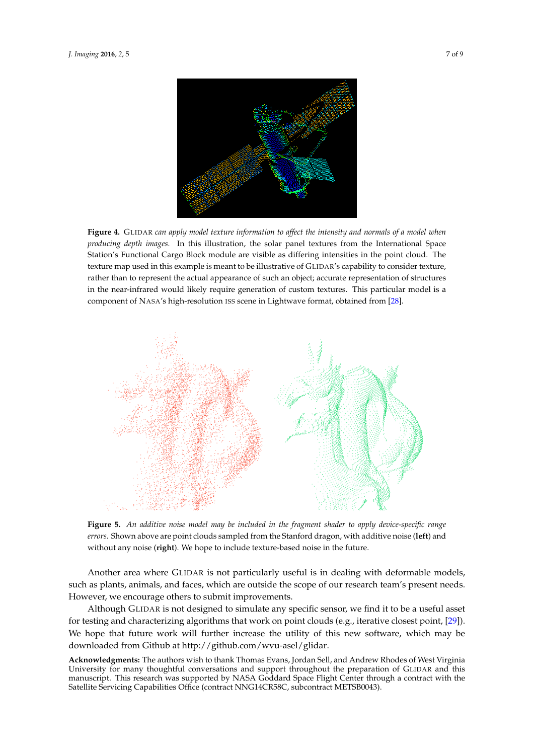**Figure 4.** GLIDAR *can apply model texture information to affect the intensity and normals of a model when producing depth images.* In this illustration, the solar panel textures from the International Space Station's Functional Cargo Block module are visible as differing intensities in the point cloud. The texture map used in this example is meant to be illustrative of GLIDAR's capability to consider texture, rather than to represent the actual appearance of such an object; accurate representation of structures in the near-infrared would likely require generation of custom textures. This particular model is a component of NASA's high-resolution ISS scene in Lightwave format, obtained from [28].

**Figure 5.** *An additive noise model may be included in the fragment shader to apply device-specific range errors.* Shown above are point clouds sampled from the Stanford dragon, with additive noise (**left**) and without any noise (**right**). We hope to include texture-based noise in the future.

Another area where GLIDAR is not particularly useful is in dealing with deformable models, such as plants, animals, and faces, which are outside the scope of our research team's present needs. However, we encourage others to submit improvements.

Although GLIDAR is not designed to simulate any specific sensor, we find it to be a useful asset for testing and characterizing algorithms that work on point clouds (e.g., iterative closest point, [29]). We hope that future work will further increase the utility of this new software, which may be downloaded from Github at http://github.com/wvu-asel/glidar.

**Acknowledgments:** The authors wish to thank Thomas Evans, Jordan Sell, and Andrew Rhodes of West Virginia University for many thoughtful conversations and support throughout the preparation of GLIDAR and this manuscript. This research was supported by NASA Goddard Space Flight Center through a contract with the Satellite Servicing Capabilities Office (contract NNG14CR58C, subcontract METSB0043).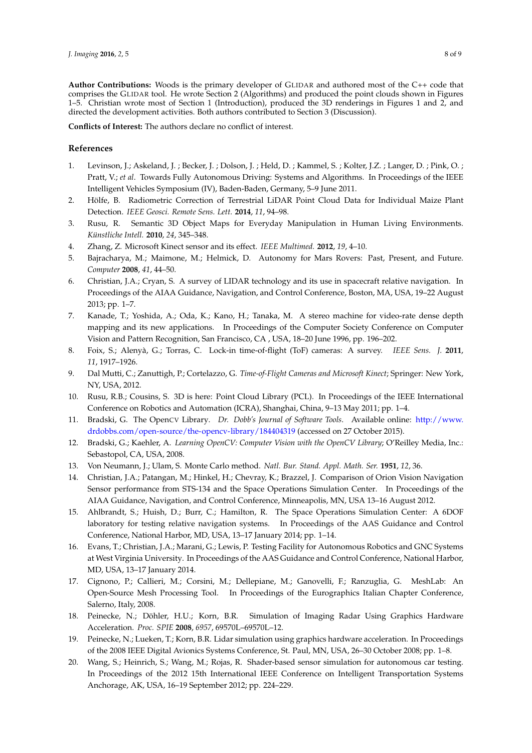**Author Contributions:** Woods is the primary developer of GLIDAR and authored most of the C++ code that comprises the GLIDAR tool. He wrote Section 2 (Algorithms) and produced the point clouds shown in Figures 1–5. Christian wrote most of Section 1 (Introduction), produced the 3D renderings in Figures 1 and 2, and directed the development activities. Both authors contributed to Section 3 (Discussion).

**Conflicts of Interest:** The authors declare no conflict of interest.

## References

1. Levinson, J.; Askeland, J. ; Becker, J. ; Dolson, J. ; Held, D. ; Kammel, S. ; Kolter, J.Z. ; Langer, D. ; Pink, O. ; Pratt, V.; *et al*. Towards Fully Autonomous Driving: Systems and Algorithms. In Proceedings of the IEEE Intelligent Vehicles Symposium (IV), Baden-Baden, Germany, 5–9 June 2011.
2. Hölfe, B. Radiometric Correction of Terrestrial LiDAR Point Cloud Data for Individual Maize Plant Detection. *IEEE Geosci. Remote Sens. Lett.* **2014**, *11*, 94–98.
3. Rusu, R. Semantic 3D Object Maps for Everyday Manipulation in Human Living Environments. *Künstliche Intell.* **2010**, *24*, 345–348.
4. Zhang, Z. Microsoft Kinect sensor and its effect. *IEEE Multimed.* **2012**, *19*, 4–10.
5. Bajracharya, M.; Maimone, M.; Helmick, D. Autonomy for Mars Rovers: Past, Present, and Future. *Computer* **2008**, *41*, 44–50.
6. Christian, J.A.; Cryan, S. A survey of LIDAR technology and its use in spacecraft relative navigation. In Proceedings of the AIAA Guidance, Navigation, and Control Conference, Boston, MA, USA, 19–22 August 2013; pp. 1–7.
7. Kanade, T.; Yoshida, A.; Oda, K.; Kano, H.; Tanaka, M. A stereo machine for video-rate dense depth mapping and its new applications. In Proceedings of the Computer Society Conference on Computer Vision and Pattern Recognition, San Francisco, CA , USA, 18–20 June 1996, pp. 196–202.
8. Foix, S.; Alenyà, G.; Torras, C. Lock-in time-of-flight (ToF) cameras: A survey. *IEEE Sens. J.* **2011**, *11*, 1917–1926.
9. Dal Mutti, C.; Zanuttigh, P.; Cortelazzo, G. *Time-of-Flight Cameras and Microsoft Kinect*; Springer: New York, NY, USA, 2012.
10. Rusu, R.B.; Cousins, S. 3D is here: Point Cloud Library (PCL). In Proceedings of the IEEE International Conference on Robotics and Automation (ICRA), Shanghai, China, 9–13 May 2011; pp. 1–4.
11. Bradski, G. The OpenCV Library. *Dr. Dobb's Journal of Software Tools*. Available online: http://www.drdobbs.com/open-source/the-opencv-library/184404319 (accessed on 27 October 2015).
12. Bradski, G.; Kaehler, A. *Learning OpenCV: Computer Vision with the OpenCV Library*; O'Reilley Media, Inc.: Sebastopol, CA, USA, 2008.
13. Von Neumann, J.; Ulam, S. Monte Carlo method. *Natl. Bur. Stand. Appl. Math. Ser.* **1951**, *12*, 36.
14. Christian, J.A.; Patangan, M.; Hinkel, H.; Chevray, K.; Brazzel, J. Comparison of Orion Vision Navigation Sensor performance from STS-134 and the Space Operations Simulation Center. In Proceedings of the AIAA Guidance, Navigation, and Control Conference, Minneapolis, MN, USA 13–16 August 2012.
15. Ahlbrandt, S.; Huish, D.; Burr, C.; Hamilton, R. The Space Operations Simulation Center: A 6DOF laboratory for testing relative navigation systems. In Proceedings of the AAS Guidance and Control Conference, National Harbor, MD, USA, 13–17 January 2014; pp. 1–14.
16. Evans, T.; Christian, J.A.; Marani, G.; Lewis, P. Testing Facility for Autonomous Robotics and GNC Systems at West Virginia University. In Proceedings of the AAS Guidance and Control Conference, National Harbor, MD, USA, 13–17 January 2014.
17. Cignono, P.; Callieri, M.; Corsini, M.; Dellepiane, M.; Ganovelli, F.; Ranzuglia, G. MeshLab: An Open-Source Mesh Processing Tool. In Proceedings of the Eurographics Italian Chapter Conference, Salerno, Italy, 2008.
18. Peinecke, N.; Döhler, H.U.; Korn, B.R. Simulation of Imaging Radar Using Graphics Hardware Acceleration. *Proc. SPIE* **2008**, *6957*, 69570L–69570L–12.
19. Peinecke, N.; Lueken, T.; Korn, B.R. Lidar simulation using graphics hardware acceleration. In Proceedings of the 2008 IEEE Digital Avionics Systems Conference, St. Paul, MN, USA, 26–30 October 2008; pp. 1–8.
20. Wang, S.; Heinrich, S.; Wang, M.; Rojas, R. Shader-based sensor simulation for autonomous car testing. In Proceedings of the 2012 15th International IEEE Conference on Intelligent Transportation Systems Anchorage, AK, USA, 16–19 September 2012; pp. 224–229.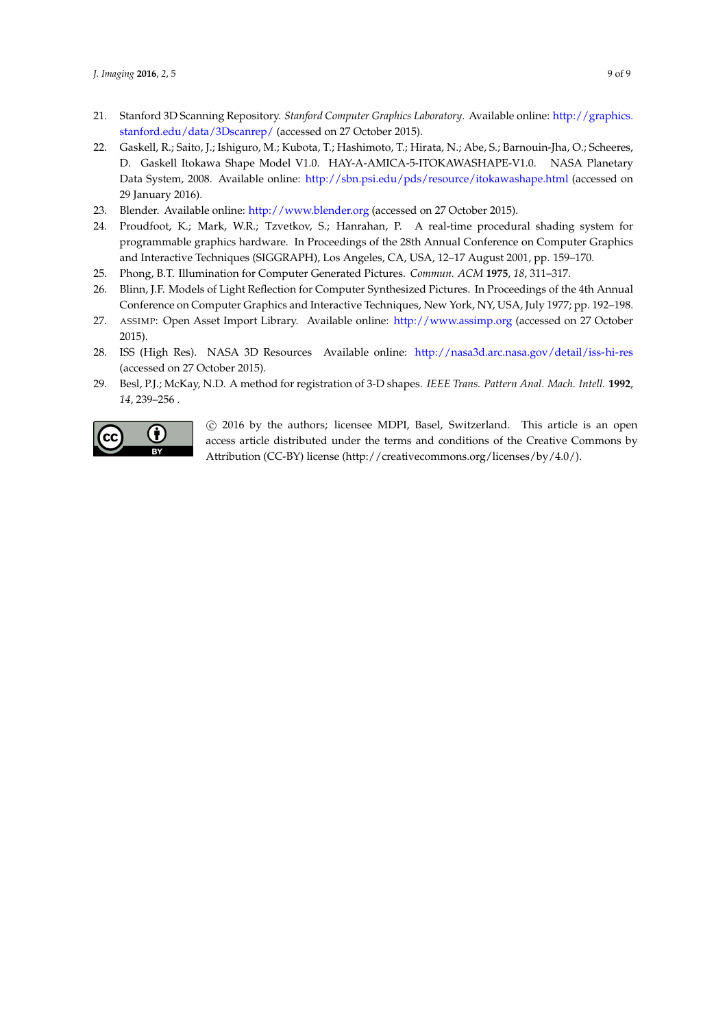21. Stanford 3D Scanning Repository. *Stanford Computer Graphics Laboratory*. Available online: http://graphics.stanford.edu/data/3Dscanrep/ (accessed on 27 October 2015).
22. Gaskell, R.; Saito, J.; Ishiguro, M.; Kubota, T.; Hashimoto, T.; Hirata, N.; Abe, S.; Barnouin-Jha, O.; Scheeres, D. Gaskell Itokawa Shape Model V1.0. HAY-A-AMICA-5-ITOKAWASHAPE-V1.0. NASA Planetary Data System, 2008. Available online: http://sbn.psi.edu/pds/resource/itokawashape.html (accessed on 29 January 2016).
23. Blender. Available online: http://www.blender.org (accessed on 27 October 2015).
24. Proudfoot, K.; Mark, W.R.; Tzvetkov, S.; Hanrahan, P. A real-time procedural shading system for programmable graphics hardware. In Proceedings of the 28th Annual Conference on Computer Graphics and Interactive Techniques (SIGGRAPH), Los Angeles, CA, USA, 12–17 August 2001, pp. 159–170.
25. Phong, B.T. Illumination for Computer Generated Pictures. *Commun. ACM* **1975**, *18*, 311–317.
26. Blinn, J.F. Models of Light Reflection for Computer Synthesized Pictures. In Proceedings of the 4th Annual Conference on Computer Graphics and Interactive Techniques, New York, NY, USA, July 1977; pp. 192–198.
27. ASSIMP: Open Asset Import Library. Available online: http://www.assimp.org (accessed on 27 October 2015).
28. ISS (High Res). NASA 3D Resources Available online: http://nasa3d.arc.nasa.gov/detail/iss-hi-res (accessed on 27 October 2015).
29. Besl, P.J.; McKay, N.D. A method for registration of 3-D shapes. *IEEE Trans. Pattern Anal. Mach. Intell.* **1992**, *14*, 239–256 .

© 2016 by the authors; licensee MDPI, Basel, Switzerland. This article is an open access article distributed under the terms and conditions of the Creative Commons by Attribution (CC-BY) license (http://creativecommons.org/licenses/by/4.0/).